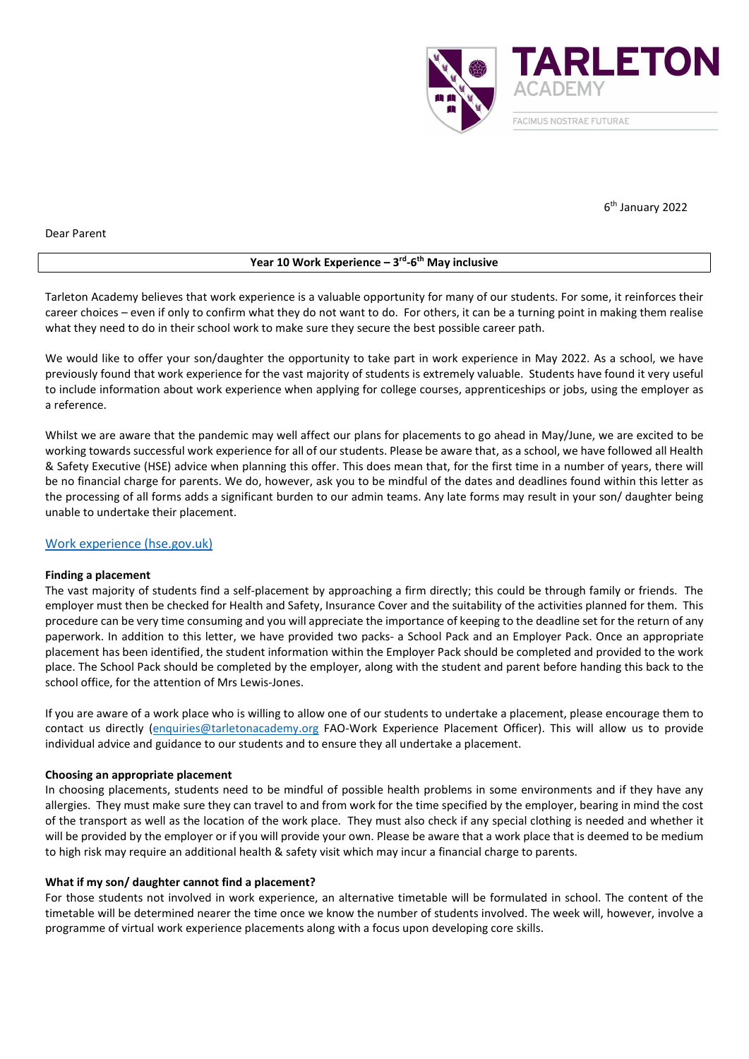TARLETON ACADEMY

FACIMUS NOSTRAE FUTURAE

6th January 2022

Dear Parent

**Year 10 Work Experience – 3rd-6th May inclusive**

Tarleton Academy believes that work experience is a valuable opportunity for many of our students. For some, it reinforces their career choices – even if only to confirm what they do not want to do. For others, it can be a turning point in making them realise what they need to do in their school work to make sure they secure the best possible career path.

We would like to offer your son/daughter the opportunity to take part in work experience in May 2022. As a school, we have previously found that work experience for the vast majority of students is extremely valuable. Students have found it very useful to include information about work experience when applying for college courses, apprenticeships or jobs, using the employer as a reference.

Whilst we are aware that the pandemic may well affect our plans for placements to go ahead in May/June, we are excited to be working towards successful work experience for all of our students. Please be aware that, as a school, we have followed all Health & Safety Executive (HSE) advice when planning this offer. This does mean that, for the first time in a number of years, there will be no financial charge for parents. We do, however, ask you to be mindful of the dates and deadlines found within this letter as the processing of all forms adds a significant burden to our admin teams. Any late forms may result in your son/ daughter being unable to undertake their placement.

Work experience (hse.gov.uk)

**Finding a placement**

The vast majority of students find a self-placement by approaching a firm directly; this could be through family or friends. The employer must then be checked for Health and Safety, Insurance Cover and the suitability of the activities planned for them. This procedure can be very time consuming and you will appreciate the importance of keeping to the deadline set for the return of any paperwork. In addition to this letter, we have provided two packs- a School Pack and an Employer Pack. Once an appropriate placement has been identified, the student information within the Employer Pack should be completed and provided to the work place. The School Pack should be completed by the employer, along with the student and parent before handing this back to the school office, for the attention of Mrs Lewis-Jones.

If you are aware of a work place who is willing to allow one of our students to undertake a placement, please encourage them to contact us directly (enquiries@tarletonacademy.org FAO-Work Experience Placement Officer). This will allow us to provide individual advice and guidance to our students and to ensure they all undertake a placement.

**Choosing an appropriate placement**

In choosing placements, students need to be mindful of possible health problems in some environments and if they have any allergies. They must make sure they can travel to and from work for the time specified by the employer, bearing in mind the cost of the transport as well as the location of the work place. They must also check if any special clothing is needed and whether it will be provided by the employer or if you will provide your own. Please be aware that a work place that is deemed to be medium to high risk may require an additional health & safety visit which may incur a financial charge to parents.

**What if my son/ daughter cannot find a placement?**

For those students not involved in work experience, an alternative timetable will be formulated in school. The content of the timetable will be determined nearer the time once we know the number of students involved. The week will, however, involve a programme of virtual work experience placements along with a focus upon developing core skills.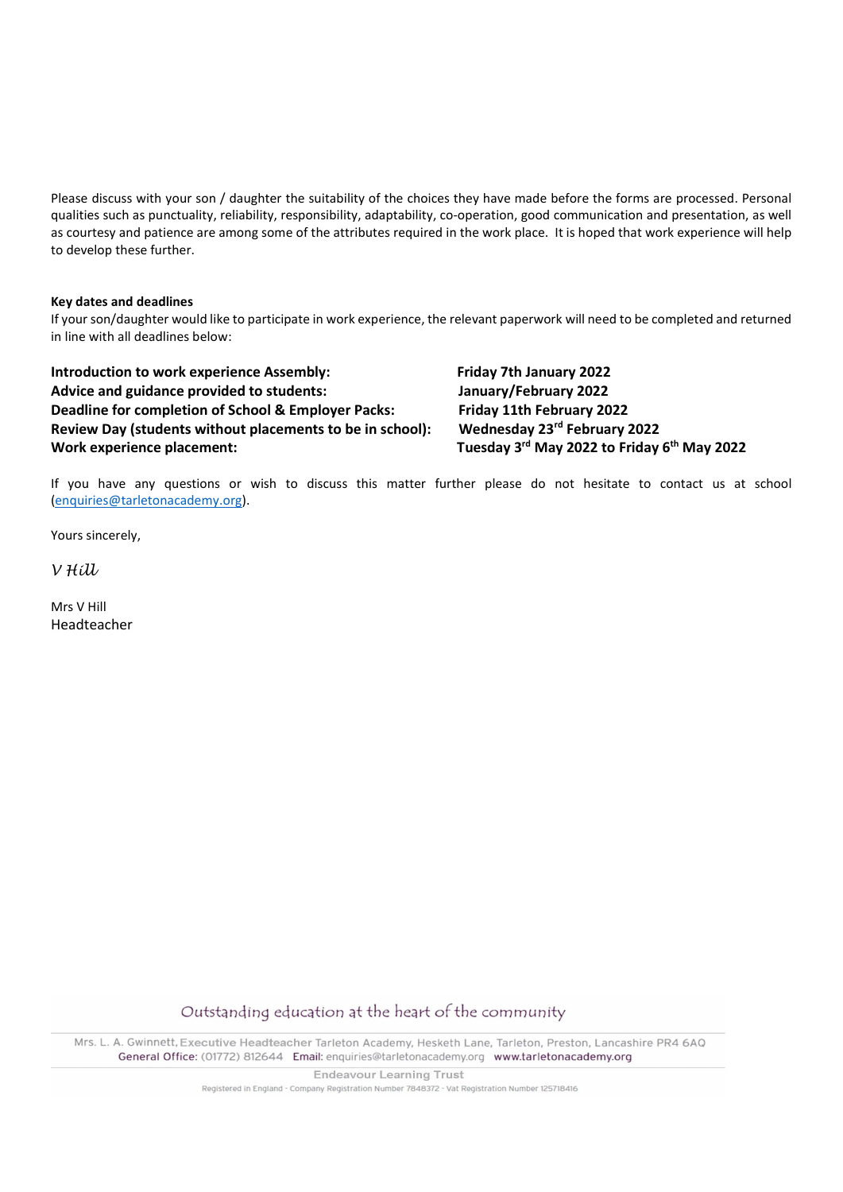Please discuss with your son / daughter the suitability of the choices they have made before the forms are processed. Personal qualities such as punctuality, reliability, responsibility, adaptability, co-operation, good communication and presentation, as well as courtesy and patience are among some of the attributes required in the work place. It is hoped that work experience will help to develop these further.

**Key dates and deadlines**

If your son/daughter would like to participate in work experience, the relevant paperwork will need to be completed and returned in line with all deadlines below:

| | |
|---|---|
| **Introduction to work experience Assembly:** | **Friday 7th January 2022** |
| **Advice and guidance provided to students:** | **January/February 2022** |
| **Deadline for completion of School & Employer Packs:** | **Friday 11th February 2022** |
| **Review Day (students without placements to be in school):** | **Wednesday 23rd February 2022** |
| **Work experience placement:** | **Tuesday 3rd May 2022 to Friday 6th May 2022** |

If you have any questions or wish to discuss this matter further please do not hesitate to contact us at school (enquiries@tarletonacademy.org).

Yours sincerely,

*V Hill*

Mrs V Hill
Headteacher

Outstanding education at the heart of the community

Mrs. L. A. Gwinnett, Executive Headteacher Tarleton Academy, Hesketh Lane, Tarleton, Preston, Lancashire PR4 6AQ
General Office: (01772) 812644 Email: enquiries@tarletonacademy.org www.tarletonacademy.org

Endeavour Learning Trust

Registered in England - Company Registration Number 7848372 - Vat Registration Number 125718416